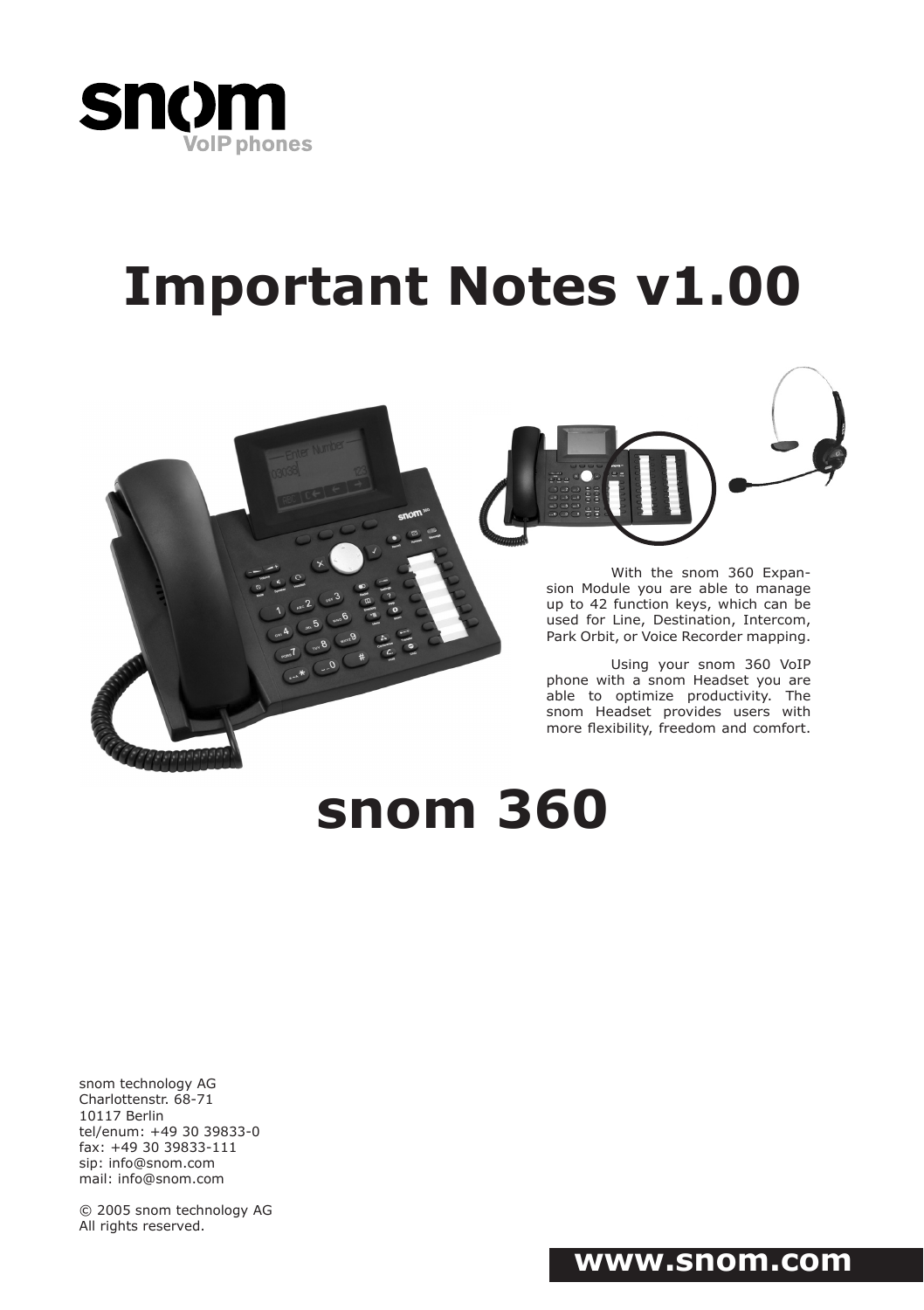snom VoIP phones

# Important Notes v1.00

With the snom 360 Expansion Module you are able to manage up to 42 function keys, which can be used for Line, Destination, Intercom, Park Orbit, or Voice Recorder mapping.

Using your snom 360 VoIP phone with a snom Headset you are able to optimize productivity. The snom Headset provides users with more flexibility, freedom and comfort.

# snom 360

snom technology AG
Charlottenstr. 68-71
10117 Berlin
tel/enum: +49 30 39833-0
fax: +49 30 39833-111
sip: info@snom.com
mail: info@snom.com

© 2005 snom technology AG
All rights reserved.

**www.snom.com**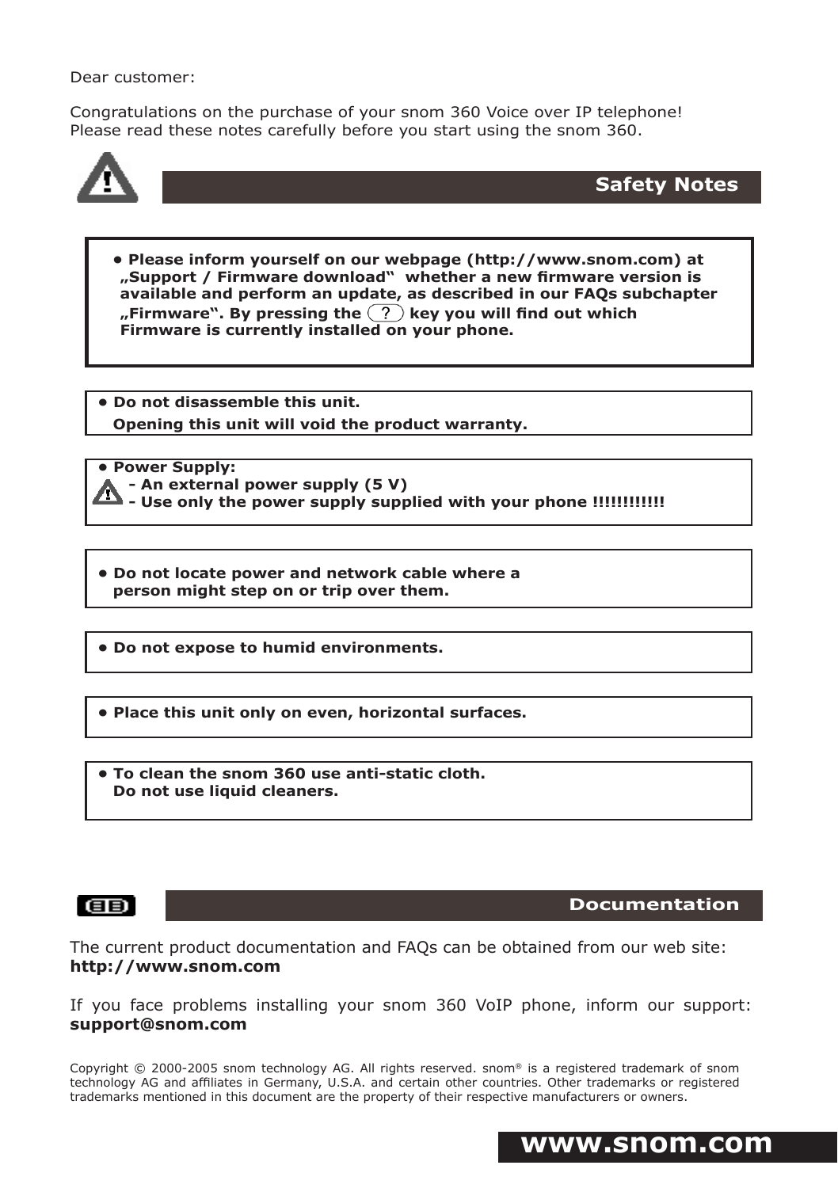Dear customer:

Congratulations on the purchase of your snom 360 Voice over IP telephone!
Please read these notes carefully before you start using the snom 360.

## Safety Notes

- **Please inform yourself on our webpage (http://www.snom.com) at „Support / Firmware download" whether a new firmware version is available and perform an update, as described in our FAQs subchapter „Firmware". By pressing the ? key you will find out which Firmware is currently installed on your phone.**

- **Do not disassemble this unit.**
  **Opening this unit will void the product warranty.**

- **Power Supply:**
  - **An external power supply (5 V)**
  - **Use only the power supply supplied with your phone !!!!!!!!!!!**

- **Do not locate power and network cable where a person might step on or trip over them.**

- **Do not expose to humid environments.**

- **Place this unit only on even, horizontal surfaces.**

- **To clean the snom 360 use anti-static cloth.**
  **Do not use liquid cleaners.**

## Documentation

The current product documentation and FAQs can be obtained from our web site:
**http://www.snom.com**

If you face problems installing your snom 360 VoIP phone, inform our support:
**support@snom.com**

Copyright © 2000-2005 snom technology AG. All rights reserved. snom® is a registered trademark of snom technology AG and affiliates in Germany, U.S.A. and certain other countries. Other trademarks or registered trademarks mentioned in this document are the property of their respective manufacturers or owners.

**www.snom.com**